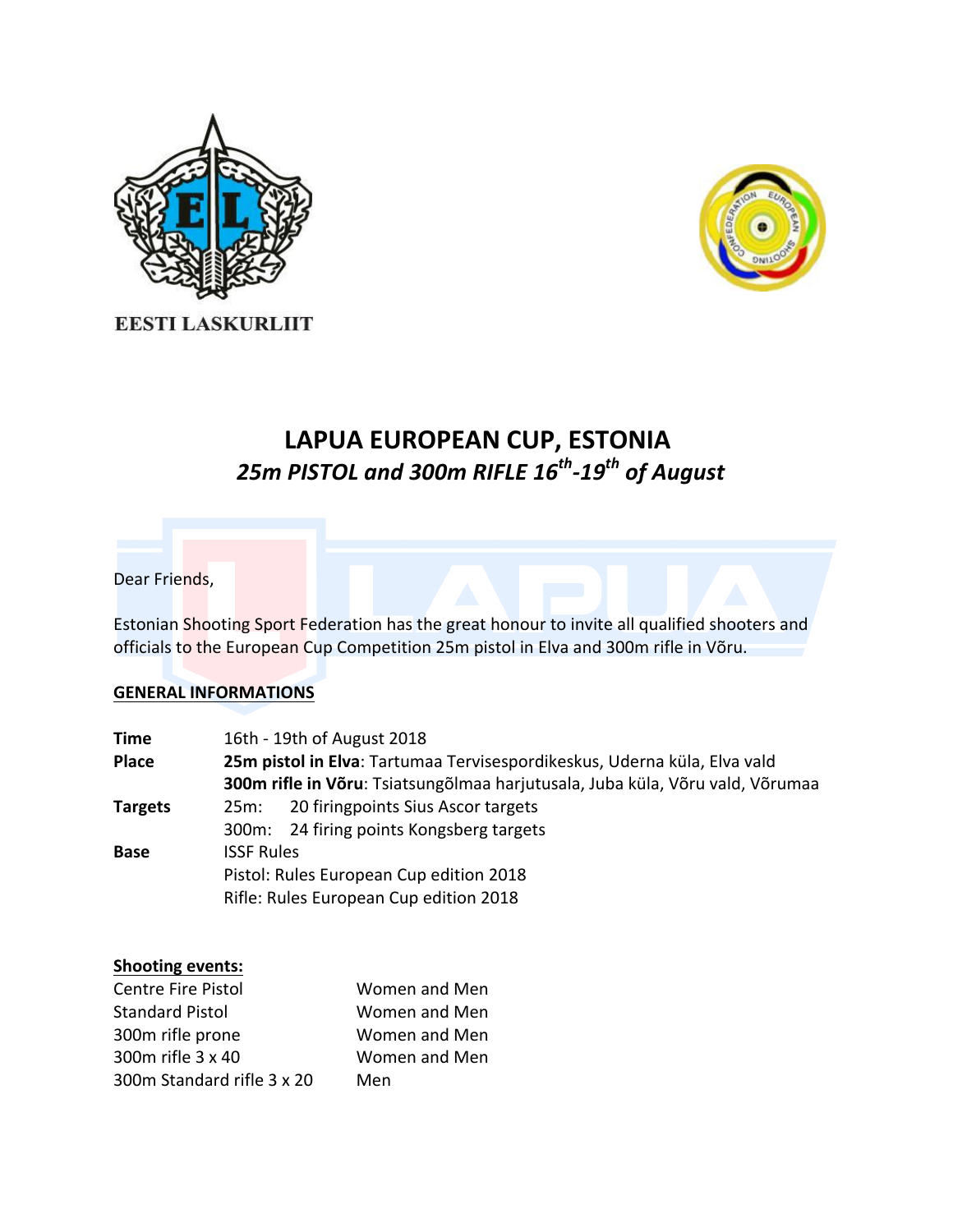EESTI LASKURLIIT

# LAPUA EUROPEAN CUP, ESTONIA

## *25m PISTOL and 300m RIFLE 16th-19th of August*

Dear Friends,

Estonian Shooting Sport Federation has the great honour to invite all qualified shooters and officials to the European Cup Competition 25m pistol in Elva and 300m rifle in Võru.

**GENERAL INFORMATIONS**

| | |
|---|---|
| **Time** | 16th - 19th of August 2018 |
| **Place** | **25m pistol in Elva**: Tartumaa Tervisespordikeskus, Uderna küla, Elva vald |
| | **300m rifle in Võru**: Tsiatsungõlmaa harjutusala, Juba küla, Võru vald, Võrumaa |
| **Targets** | 25m: 20 firingpoints Sius Ascor targets |
| | 300m: 24 firing points Kongsberg targets |
| **Base** | ISSF Rules |
| | Pistol: Rules European Cup edition 2018 |
| | Rifle: Rules European Cup edition 2018 |

**Shooting events:**

| | |
|---|---|
| Centre Fire Pistol | Women and Men |
| Standard Pistol | Women and Men |
| 300m rifle prone | Women and Men |
| 300m rifle 3 x 40 | Women and Men |
| 300m Standard rifle 3 x 20 | Men |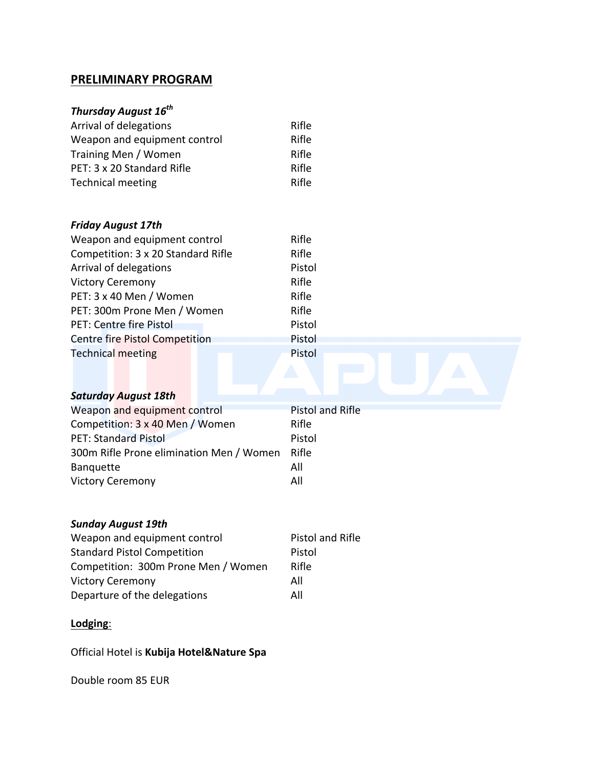## PRELIMINARY PROGRAM

### *Thursday August 16th*

| | |
|---|---|
| Arrival of delegations | Rifle |
| Weapon and equipment control | Rifle |
| Training Men / Women | Rifle |
| PET: 3 x 20 Standard Rifle | Rifle |
| Technical meeting | Rifle |

### *Friday August 17th*

| | |
|---|---|
| Weapon and equipment control | Rifle |
| Competition: 3 x 20 Standard Rifle | Rifle |
| Arrival of delegations | Pistol |
| Victory Ceremony | Rifle |
| PET: 3 x 40 Men / Women | Rifle |
| PET: 300m Prone Men / Women | Rifle |
| PET: Centre fire Pistol | Pistol |
| Centre fire Pistol Competition | Pistol |
| Technical meeting | Pistol |

### *Saturday August 18th*

| | |
|---|---|
| Weapon and equipment control | Pistol and Rifle |
| Competition: 3 x 40 Men / Women | Rifle |
| PET: Standard Pistol | Pistol |
| 300m Rifle Prone elimination Men / Women | Rifle |
| Banquette | All |
| Victory Ceremony | All |

### *Sunday August 19th*

| | |
|---|---|
| Weapon and equipment control | Pistol and Rifle |
| Standard Pistol Competition | Pistol |
| Competition: 300m Prone Men / Women | Rifle |
| Victory Ceremony | All |
| Departure of the delegations | All |

## Lodging:

Official Hotel is **Kubija Hotel&Nature Spa**

Double room 85 EUR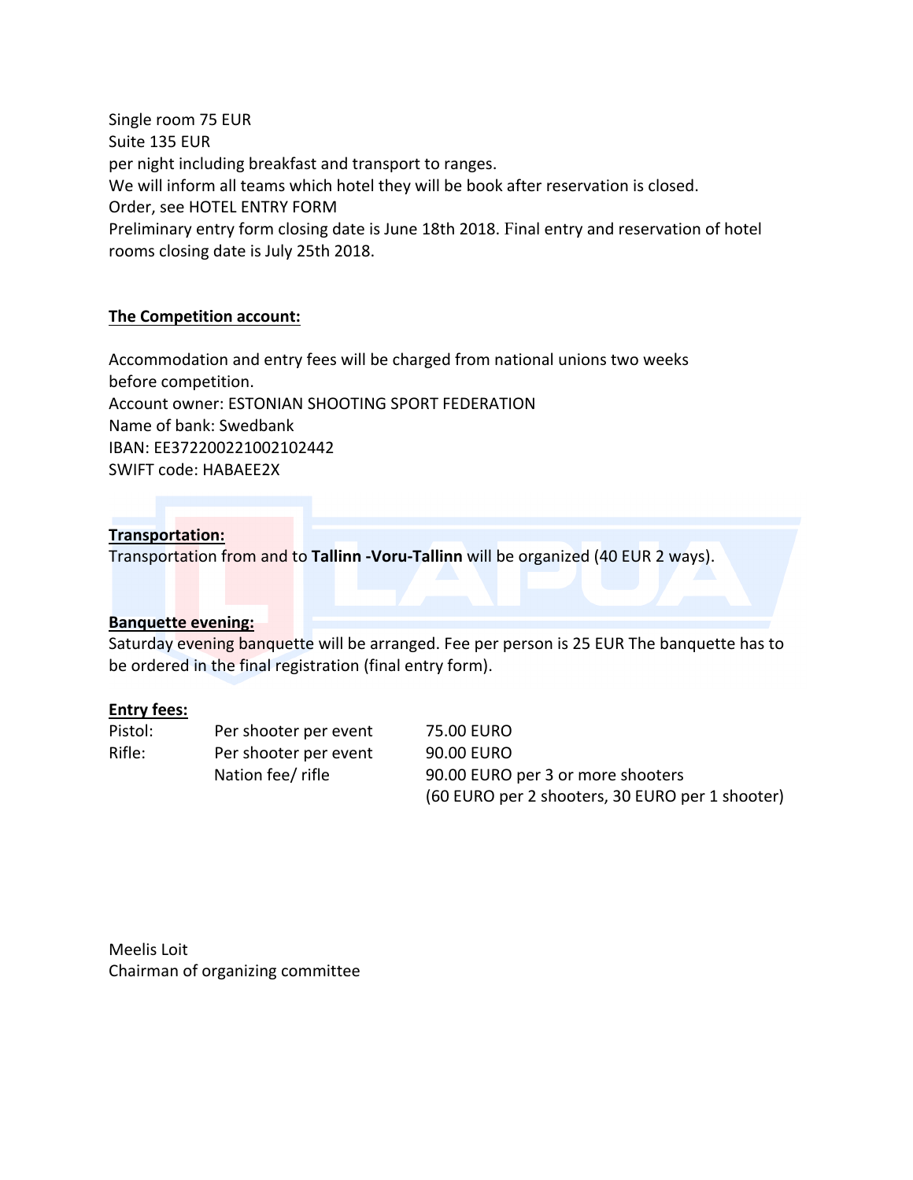Single room 75 EUR
Suite 135 EUR
per night including breakfast and transport to ranges.
We will inform all teams which hotel they will be book after reservation is closed.
Order, see HOTEL ENTRY FORM
Preliminary entry form closing date is June 18th 2018. Final entry and reservation of hotel rooms closing date is July 25th 2018.

**The Competition account:**

Accommodation and entry fees will be charged from national unions two weeks before competition.
Account owner: ESTONIAN SHOOTING SPORT FEDERATION
Name of bank: Swedbank
IBAN: EE372200221002102442
SWIFT code: HABAEE2X

**Transportation:**
Transportation from and to **Tallinn -Voru-Tallinn** will be organized (40 EUR 2 ways).

**Banquette evening:**
Saturday evening banquette will be arranged. Fee per person is 25 EUR The banquette has to be ordered in the final registration (final entry form).

**Entry fees:**

| | | |
|---|---|---|
| Pistol: | Per shooter per event | 75.00 EURO |
| Rifle: | Per shooter per event | 90.00 EURO |
| | Nation fee/ rifle | 90.00 EURO per 3 or more shooters (60 EURO per 2 shooters, 30 EURO per 1 shooter) |

Meelis Loit
Chairman of organizing committee